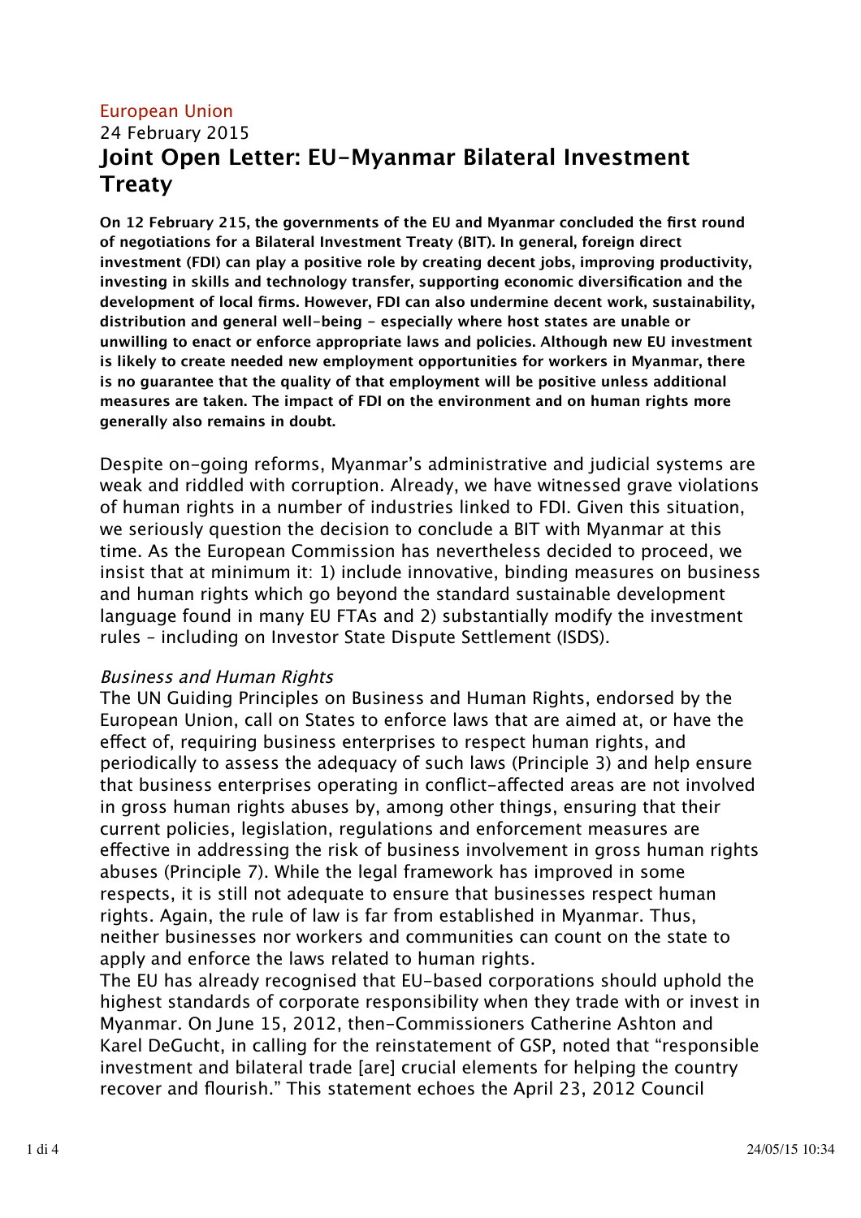European Union

24 February 2015

# Joint Open Letter: EU-Myanmar Bilateral Investment Treaty

**On 12 February 215, the governments of the EU and Myanmar concluded the first round of negotiations for a Bilateral Investment Treaty (BIT). In general, foreign direct investment (FDI) can play a positive role by creating decent jobs, improving productivity, investing in skills and technology transfer, supporting economic diversification and the development of local firms. However, FDI can also undermine decent work, sustainability, distribution and general well-being - especially where host states are unable or unwilling to enact or enforce appropriate laws and policies. Although new EU investment is likely to create needed new employment opportunities for workers in Myanmar, there is no guarantee that the quality of that employment will be positive unless additional measures are taken. The impact of FDI on the environment and on human rights more generally also remains in doubt.**

Despite on-going reforms, Myanmar's administrative and judicial systems are weak and riddled with corruption. Already, we have witnessed grave violations of human rights in a number of industries linked to FDI. Given this situation, we seriously question the decision to conclude a BIT with Myanmar at this time. As the European Commission has nevertheless decided to proceed, we insist that at minimum it: 1) include innovative, binding measures on business and human rights which go beyond the standard sustainable development language found in many EU FTAs and 2) substantially modify the investment rules – including on Investor State Dispute Settlement (ISDS).

*Business and Human Rights*

The UN Guiding Principles on Business and Human Rights, endorsed by the European Union, call on States to enforce laws that are aimed at, or have the effect of, requiring business enterprises to respect human rights, and periodically to assess the adequacy of such laws (Principle 3) and help ensure that business enterprises operating in conflict-affected areas are not involved in gross human rights abuses by, among other things, ensuring that their current policies, legislation, regulations and enforcement measures are effective in addressing the risk of business involvement in gross human rights abuses (Principle 7). While the legal framework has improved in some respects, it is still not adequate to ensure that businesses respect human rights. Again, the rule of law is far from established in Myanmar. Thus, neither businesses nor workers and communities can count on the state to apply and enforce the laws related to human rights.

The EU has already recognised that EU-based corporations should uphold the highest standards of corporate responsibility when they trade with or invest in Myanmar. On June 15, 2012, then-Commissioners Catherine Ashton and Karel DeGucht, in calling for the reinstatement of GSP, noted that "responsible investment and bilateral trade [are] crucial elements for helping the country recover and flourish." This statement echoes the April 23, 2012 Council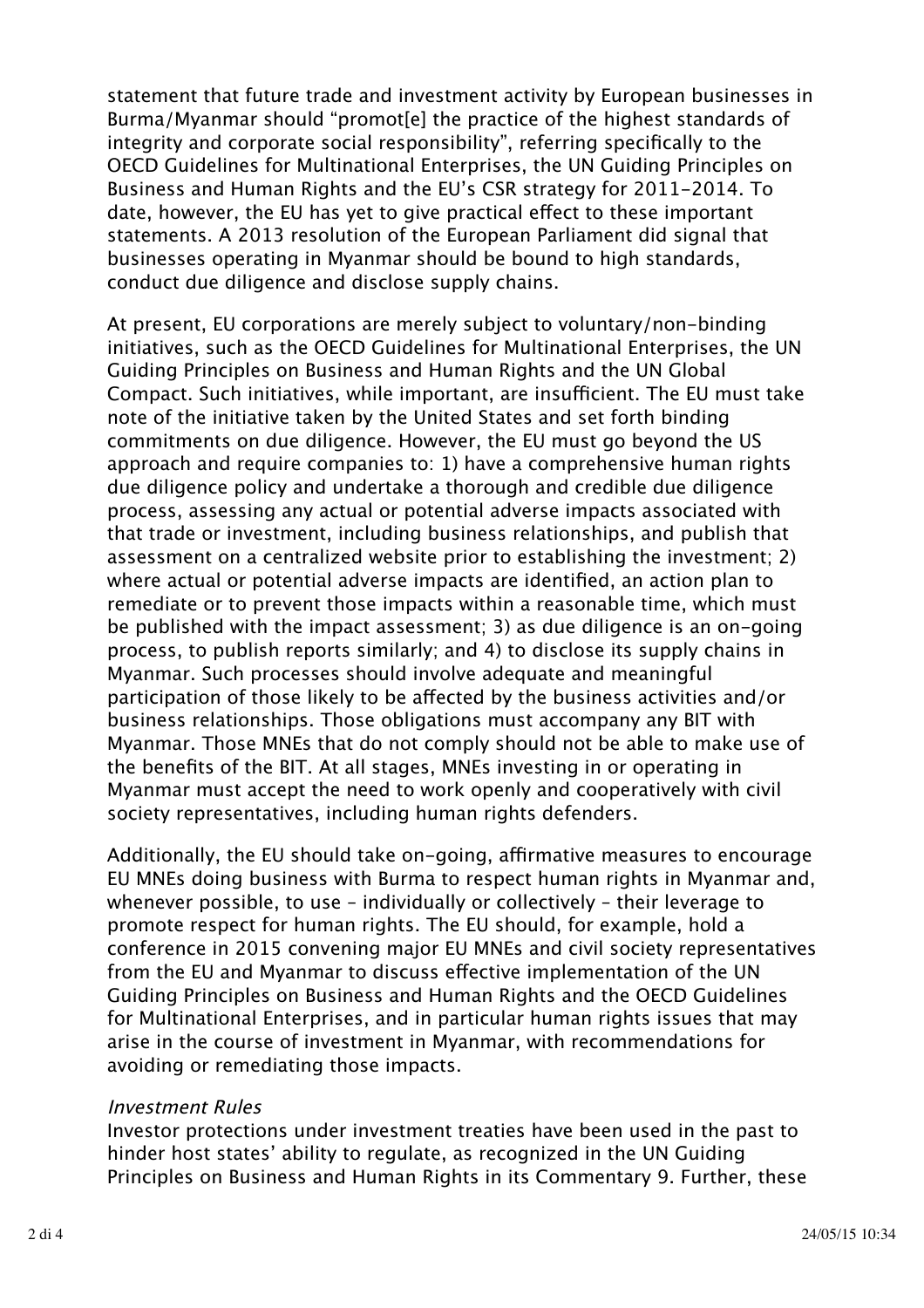statement that future trade and investment activity by European businesses in Burma/Myanmar should "promot[e] the practice of the highest standards of integrity and corporate social responsibility", referring specifically to the OECD Guidelines for Multinational Enterprises, the UN Guiding Principles on Business and Human Rights and the EU's CSR strategy for 2011-2014. To date, however, the EU has yet to give practical effect to these important statements. A 2013 resolution of the European Parliament did signal that businesses operating in Myanmar should be bound to high standards, conduct due diligence and disclose supply chains.

At present, EU corporations are merely subject to voluntary/non-binding initiatives, such as the OECD Guidelines for Multinational Enterprises, the UN Guiding Principles on Business and Human Rights and the UN Global Compact. Such initiatives, while important, are insufficient. The EU must take note of the initiative taken by the United States and set forth binding commitments on due diligence. However, the EU must go beyond the US approach and require companies to: 1) have a comprehensive human rights due diligence policy and undertake a thorough and credible due diligence process, assessing any actual or potential adverse impacts associated with that trade or investment, including business relationships, and publish that assessment on a centralized website prior to establishing the investment; 2) where actual or potential adverse impacts are identified, an action plan to remediate or to prevent those impacts within a reasonable time, which must be published with the impact assessment; 3) as due diligence is an on-going process, to publish reports similarly; and 4) to disclose its supply chains in Myanmar. Such processes should involve adequate and meaningful participation of those likely to be affected by the business activities and/or business relationships. Those obligations must accompany any BIT with Myanmar. Those MNEs that do not comply should not be able to make use of the benefits of the BIT. At all stages, MNEs investing in or operating in Myanmar must accept the need to work openly and cooperatively with civil society representatives, including human rights defenders.

Additionally, the EU should take on-going, affirmative measures to encourage EU MNEs doing business with Burma to respect human rights in Myanmar and, whenever possible, to use – individually or collectively – their leverage to promote respect for human rights. The EU should, for example, hold a conference in 2015 convening major EU MNEs and civil society representatives from the EU and Myanmar to discuss effective implementation of the UN Guiding Principles on Business and Human Rights and the OECD Guidelines for Multinational Enterprises, and in particular human rights issues that may arise in the course of investment in Myanmar, with recommendations for avoiding or remediating those impacts.

*Investment Rules*

Investor protections under investment treaties have been used in the past to hinder host states' ability to regulate, as recognized in the UN Guiding Principles on Business and Human Rights in its Commentary 9. Further, these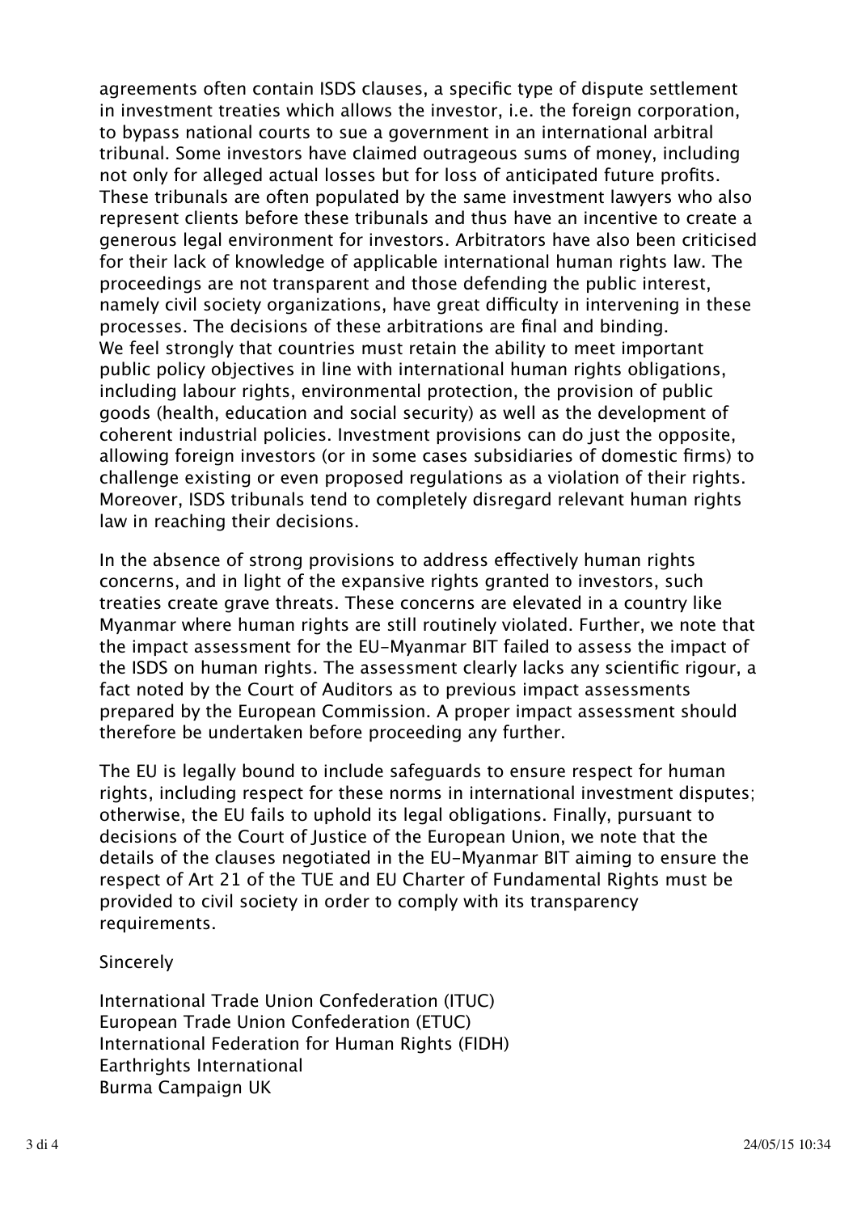agreements often contain ISDS clauses, a specific type of dispute settlement in investment treaties which allows the investor, i.e. the foreign corporation, to bypass national courts to sue a government in an international arbitral tribunal. Some investors have claimed outrageous sums of money, including not only for alleged actual losses but for loss of anticipated future profits. These tribunals are often populated by the same investment lawyers who also represent clients before these tribunals and thus have an incentive to create a generous legal environment for investors. Arbitrators have also been criticised for their lack of knowledge of applicable international human rights law. The proceedings are not transparent and those defending the public interest, namely civil society organizations, have great difficulty in intervening in these processes. The decisions of these arbitrations are final and binding.
We feel strongly that countries must retain the ability to meet important public policy objectives in line with international human rights obligations, including labour rights, environmental protection, the provision of public goods (health, education and social security) as well as the development of coherent industrial policies. Investment provisions can do just the opposite, allowing foreign investors (or in some cases subsidiaries of domestic firms) to challenge existing or even proposed regulations as a violation of their rights. Moreover, ISDS tribunals tend to completely disregard relevant human rights law in reaching their decisions.

In the absence of strong provisions to address effectively human rights concerns, and in light of the expansive rights granted to investors, such treaties create grave threats. These concerns are elevated in a country like Myanmar where human rights are still routinely violated. Further, we note that the impact assessment for the EU-Myanmar BIT failed to assess the impact of the ISDS on human rights. The assessment clearly lacks any scientific rigour, a fact noted by the Court of Auditors as to previous impact assessments prepared by the European Commission. A proper impact assessment should therefore be undertaken before proceeding any further.

The EU is legally bound to include safeguards to ensure respect for human rights, including respect for these norms in international investment disputes; otherwise, the EU fails to uphold its legal obligations. Finally, pursuant to decisions of the Court of Justice of the European Union, we note that the details of the clauses negotiated in the EU-Myanmar BIT aiming to ensure the respect of Art 21 of the TUE and EU Charter of Fundamental Rights must be provided to civil society in order to comply with its transparency requirements.

Sincerely

International Trade Union Confederation (ITUC)
European Trade Union Confederation (ETUC)
International Federation for Human Rights (FIDH)
Earthrights International
Burma Campaign UK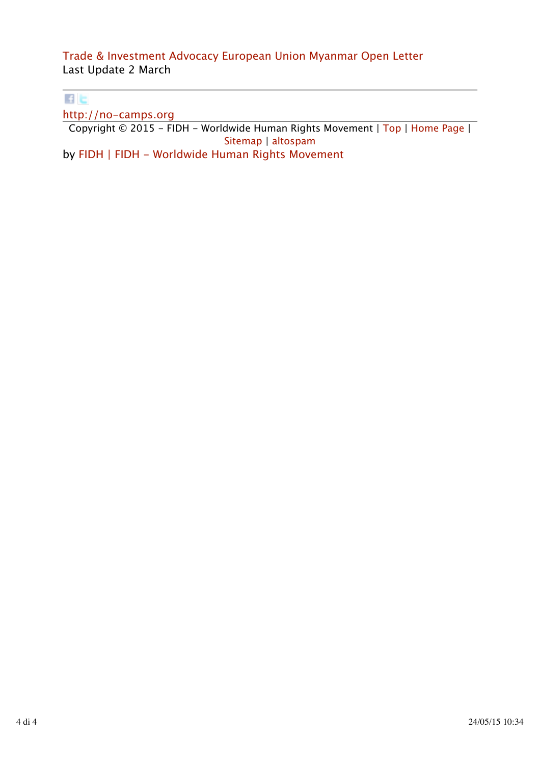Trade & Investment Advocacy European Union Myanmar Open Letter
Last Update 2 March

---

http://no-camps.org

Copyright © 2015 - FIDH - Worldwide Human Rights Movement | Top | Home Page | Sitemap | altospam

by FIDH | FIDH - Worldwide Human Rights Movement